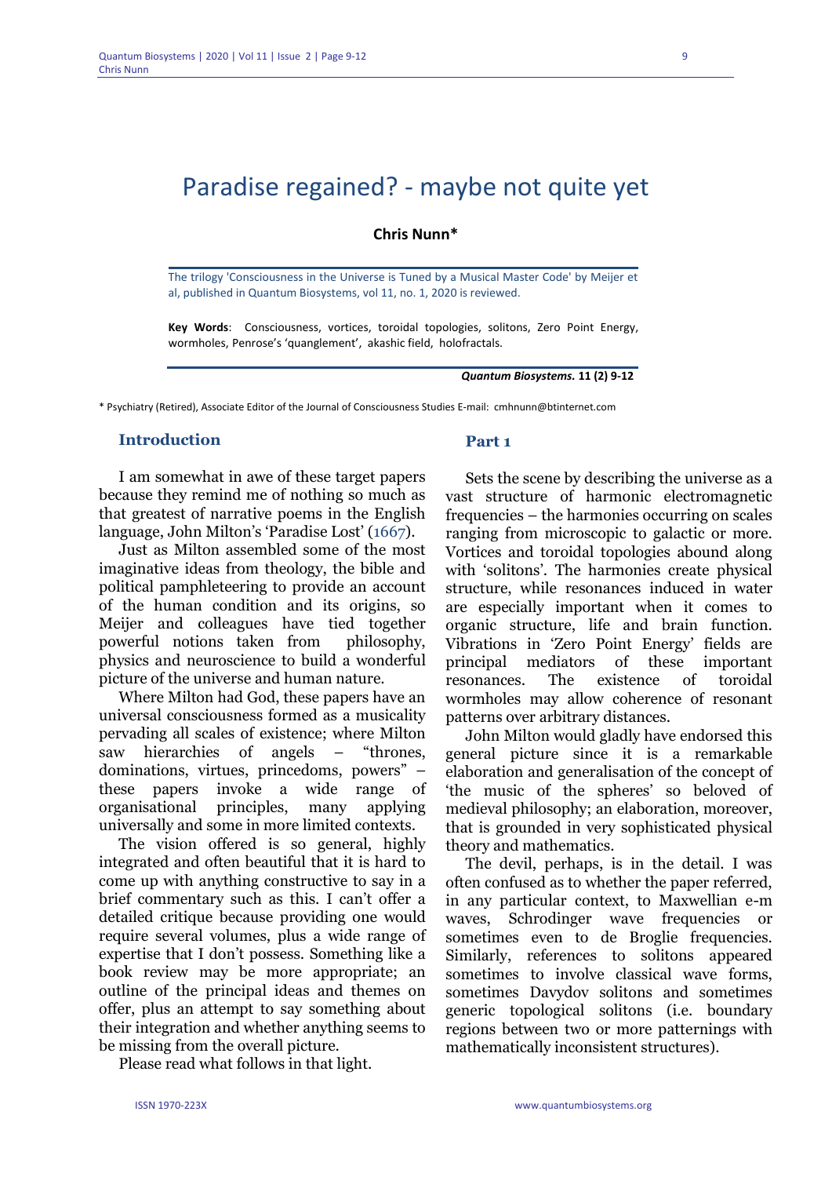# Paradise regained? - maybe not quite yet

**Chris Nunn***

The trilogy 'Consciousness in the Universe is Tuned by a Musical Master Code' by Meijer et al, published in Quantum Biosystems, vol 11, no. 1, 2020 is reviewed.

**Key Words**: Consciousness, vortices, toroidal topologies, solitons, Zero Point Energy, wormholes, Penrose's 'quanglement', akashic field, holofractals.

*Quantum Biosystems.* **11 (2) 9-12**

\* Psychiatry (Retired), Associate Editor of the Journal of Consciousness Studies E-mail: cmhnunn@btinternet.com

## Introduction

I am somewhat in awe of these target papers because they remind me of nothing so much as that greatest of narrative poems in the English language, John Milton's 'Paradise Lost' (1667).

Just as Milton assembled some of the most imaginative ideas from theology, the bible and political pamphleteering to provide an account of the human condition and its origins, so Meijer and colleagues have tied together powerful notions taken from philosophy, physics and neuroscience to build a wonderful picture of the universe and human nature.

Where Milton had God, these papers have an universal consciousness formed as a musicality pervading all scales of existence; where Milton saw hierarchies of angels – "thrones, dominations, virtues, princedoms, powers" – these papers invoke a wide range of organisational principles, many applying universally and some in more limited contexts.

The vision offered is so general, highly integrated and often beautiful that it is hard to come up with anything constructive to say in a brief commentary such as this. I can't offer a detailed critique because providing one would require several volumes, plus a wide range of expertise that I don't possess. Something like a book review may be more appropriate; an outline of the principal ideas and themes on offer, plus an attempt to say something about their integration and whether anything seems to be missing from the overall picture.

Please read what follows in that light.

## Part 1

Sets the scene by describing the universe as a vast structure of harmonic electromagnetic frequencies – the harmonies occurring on scales ranging from microscopic to galactic or more. Vortices and toroidal topologies abound along with 'solitons'. The harmonies create physical structure, while resonances induced in water are especially important when it comes to organic structure, life and brain function. Vibrations in 'Zero Point Energy' fields are principal mediators of these important resonances. The existence of toroidal wormholes may allow coherence of resonant patterns over arbitrary distances.

John Milton would gladly have endorsed this general picture since it is a remarkable elaboration and generalisation of the concept of 'the music of the spheres' so beloved of medieval philosophy; an elaboration, moreover, that is grounded in very sophisticated physical theory and mathematics.

The devil, perhaps, is in the detail. I was often confused as to whether the paper referred, in any particular context, to Maxwellian e-m waves, Schrodinger wave frequencies or sometimes even to de Broglie frequencies. Similarly, references to solitons appeared sometimes to involve classical wave forms, sometimes Davydov solitons and sometimes generic topological solitons (i.e. boundary regions between two or more patternings with mathematically inconsistent structures).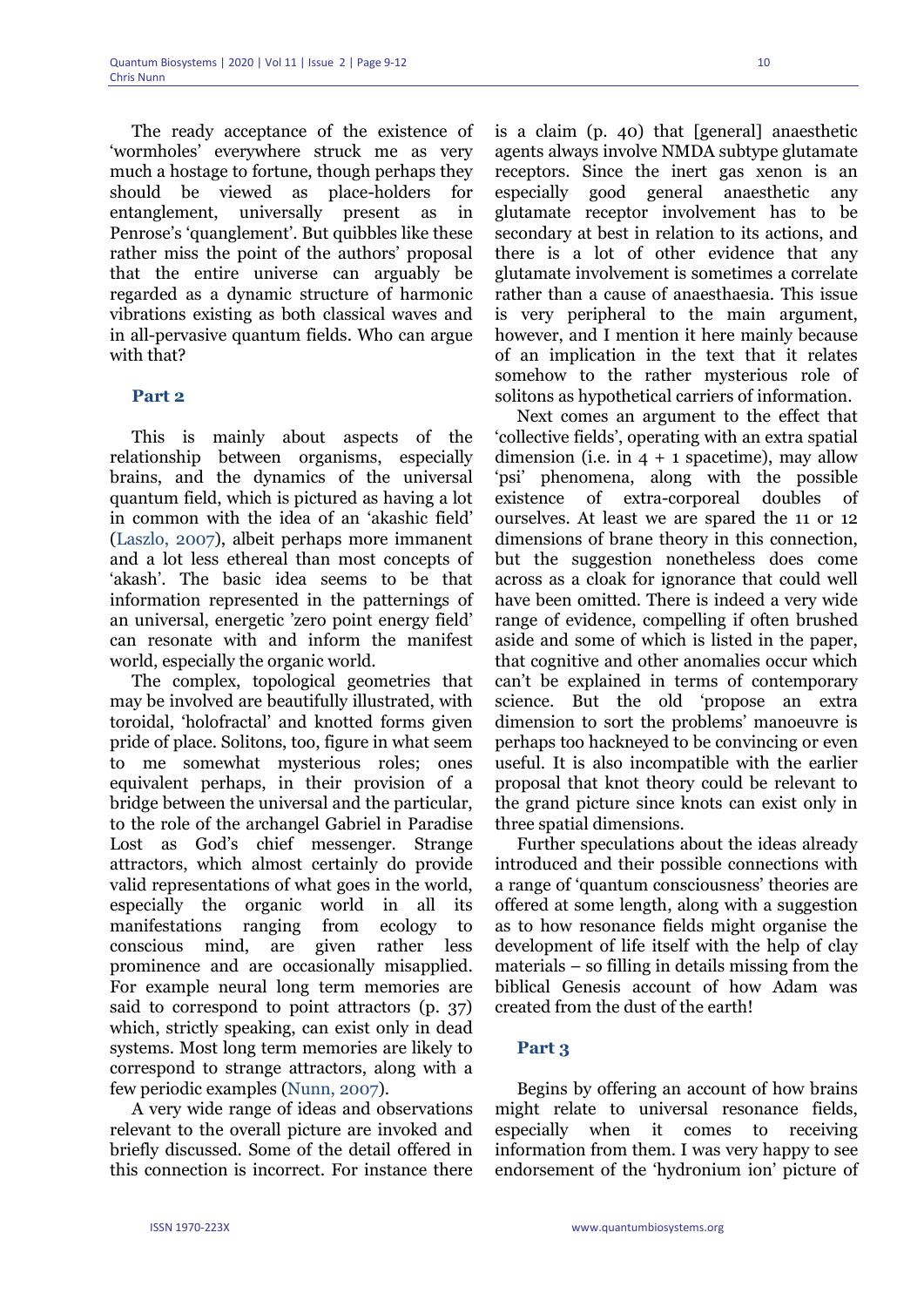The ready acceptance of the existence of 'wormholes' everywhere struck me as very much a hostage to fortune, though perhaps they should be viewed as place-holders for entanglement, universally present as in Penrose's 'quanglement'. But quibbles like these rather miss the point of the authors' proposal that the entire universe can arguably be regarded as a dynamic structure of harmonic vibrations existing as both classical waves and in all-pervasive quantum fields. Who can argue with that?

## Part 2

This is mainly about aspects of the relationship between organisms, especially brains, and the dynamics of the universal quantum field, which is pictured as having a lot in common with the idea of an 'akashic field' (Laszlo, 2007), albeit perhaps more immanent and a lot less ethereal than most concepts of 'akash'. The basic idea seems to be that information represented in the patternings of an universal, energetic 'zero point energy field' can resonate with and inform the manifest world, especially the organic world.

The complex, topological geometries that may be involved are beautifully illustrated, with toroidal, 'holofractal' and knotted forms given pride of place. Solitons, too, figure in what seem to me somewhat mysterious roles; ones equivalent perhaps, in their provision of a bridge between the universal and the particular, to the role of the archangel Gabriel in Paradise Lost as God's chief messenger. Strange attractors, which almost certainly do provide valid representations of what goes in the world, especially the organic world in all its manifestations ranging from ecology to conscious mind, are given rather less prominence and are occasionally misapplied. For example neural long term memories are said to correspond to point attractors (p. 37) which, strictly speaking, can exist only in dead systems. Most long term memories are likely to correspond to strange attractors, along with a few periodic examples (Nunn, 2007).

A very wide range of ideas and observations relevant to the overall picture are invoked and briefly discussed. Some of the detail offered in this connection is incorrect. For instance there is a claim (p. 40) that [general] anaesthetic agents always involve NMDA subtype glutamate receptors. Since the inert gas xenon is an especially good general anaesthetic any glutamate receptor involvement has to be secondary at best in relation to its actions, and there is a lot of other evidence that any glutamate involvement is sometimes a correlate rather than a cause of anaesthaesia. This issue is very peripheral to the main argument, however, and I mention it here mainly because of an implication in the text that it relates somehow to the rather mysterious role of solitons as hypothetical carriers of information.

Next comes an argument to the effect that 'collective fields', operating with an extra spatial dimension (i.e. in 4 + 1 spacetime), may allow 'psi' phenomena, along with the possible existence of extra-corporeal doubles of ourselves. At least we are spared the 11 or 12 dimensions of brane theory in this connection, but the suggestion nonetheless does come across as a cloak for ignorance that could well have been omitted. There is indeed a very wide range of evidence, compelling if often brushed aside and some of which is listed in the paper, that cognitive and other anomalies occur which can't be explained in terms of contemporary science. But the old 'propose an extra dimension to sort the problems' manoeuvre is perhaps too hackneyed to be convincing or even useful. It is also incompatible with the earlier proposal that knot theory could be relevant to the grand picture since knots can exist only in three spatial dimensions.

Further speculations about the ideas already introduced and their possible connections with a range of 'quantum consciousness' theories are offered at some length, along with a suggestion as to how resonance fields might organise the development of life itself with the help of clay materials – so filling in details missing from the biblical Genesis account of how Adam was created from the dust of the earth!

## Part 3

Begins by offering an account of how brains might relate to universal resonance fields, especially when it comes to receiving information from them. I was very happy to see endorsement of the 'hydronium ion' picture of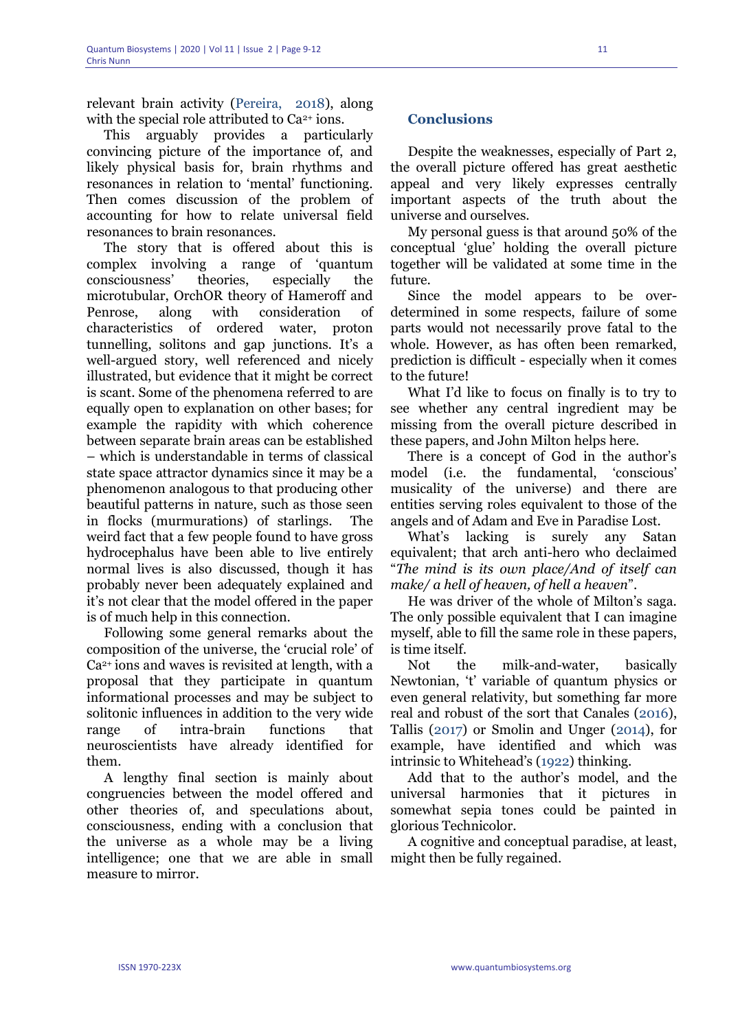relevant brain activity (Pereira, 2018), along with the special role attributed to $Ca^{2+}$ ions.

This arguably provides a particularly convincing picture of the importance of, and likely physical basis for, brain rhythms and resonances in relation to 'mental' functioning. Then comes discussion of the problem of accounting for how to relate universal field resonances to brain resonances.

The story that is offered about this is complex involving a range of 'quantum consciousness' theories, especially the microtubular, OrchOR theory of Hameroff and Penrose, along with consideration of characteristics of ordered water, proton tunnelling, solitons and gap junctions. It's a well-argued story, well referenced and nicely illustrated, but evidence that it might be correct is scant. Some of the phenomena referred to are equally open to explanation on other bases; for example the rapidity with which coherence between separate brain areas can be established – which is understandable in terms of classical state space attractor dynamics since it may be a phenomenon analogous to that producing other beautiful patterns in nature, such as those seen in flocks (murmurations) of starlings. The weird fact that a few people found to have gross hydrocephalus have been able to live entirely normal lives is also discussed, though it has probably never been adequately explained and it's not clear that the model offered in the paper is of much help in this connection.

Following some general remarks about the composition of the universe, the 'crucial role' of $Ca^{2+}$ ions and waves is revisited at length, with a proposal that they participate in quantum informational processes and may be subject to solitonic influences in addition to the very wide range of intra-brain functions that neuroscientists have already identified for them.

A lengthy final section is mainly about congruencies between the model offered and other theories of, and speculations about, consciousness, ending with a conclusion that the universe as a whole may be a living intelligence; one that we are able in small measure to mirror.

## Conclusions

Despite the weaknesses, especially of Part 2, the overall picture offered has great aesthetic appeal and very likely expresses centrally important aspects of the truth about the universe and ourselves.

My personal guess is that around 50% of the conceptual 'glue' holding the overall picture together will be validated at some time in the future.

Since the model appears to be over-determined in some respects, failure of some parts would not necessarily prove fatal to the whole. However, as has often been remarked, prediction is difficult - especially when it comes to the future!

What I'd like to focus on finally is to try to see whether any central ingredient may be missing from the overall picture described in these papers, and John Milton helps here.

There is a concept of God in the author's model (i.e. the fundamental, 'conscious' musicality of the universe) and there are entities serving roles equivalent to those of the angels and of Adam and Eve in Paradise Lost.

What's lacking is surely any Satan equivalent; that arch anti-hero who declaimed "*The mind is its own place/And of itself can make/ a hell of heaven, of hell a heaven*".

He was driver of the whole of Milton's saga. The only possible equivalent that I can imagine myself, able to fill the same role in these papers, is time itself.

Not the milk-and-water, basically Newtonian, 't' variable of quantum physics or even general relativity, but something far more real and robust of the sort that Canales (2016), Tallis (2017) or Smolin and Unger (2014), for example, have identified and which was intrinsic to Whitehead's (1922) thinking.

Add that to the author's model, and the universal harmonies that it pictures in somewhat sepia tones could be painted in glorious Technicolor.

A cognitive and conceptual paradise, at least, might then be fully regained.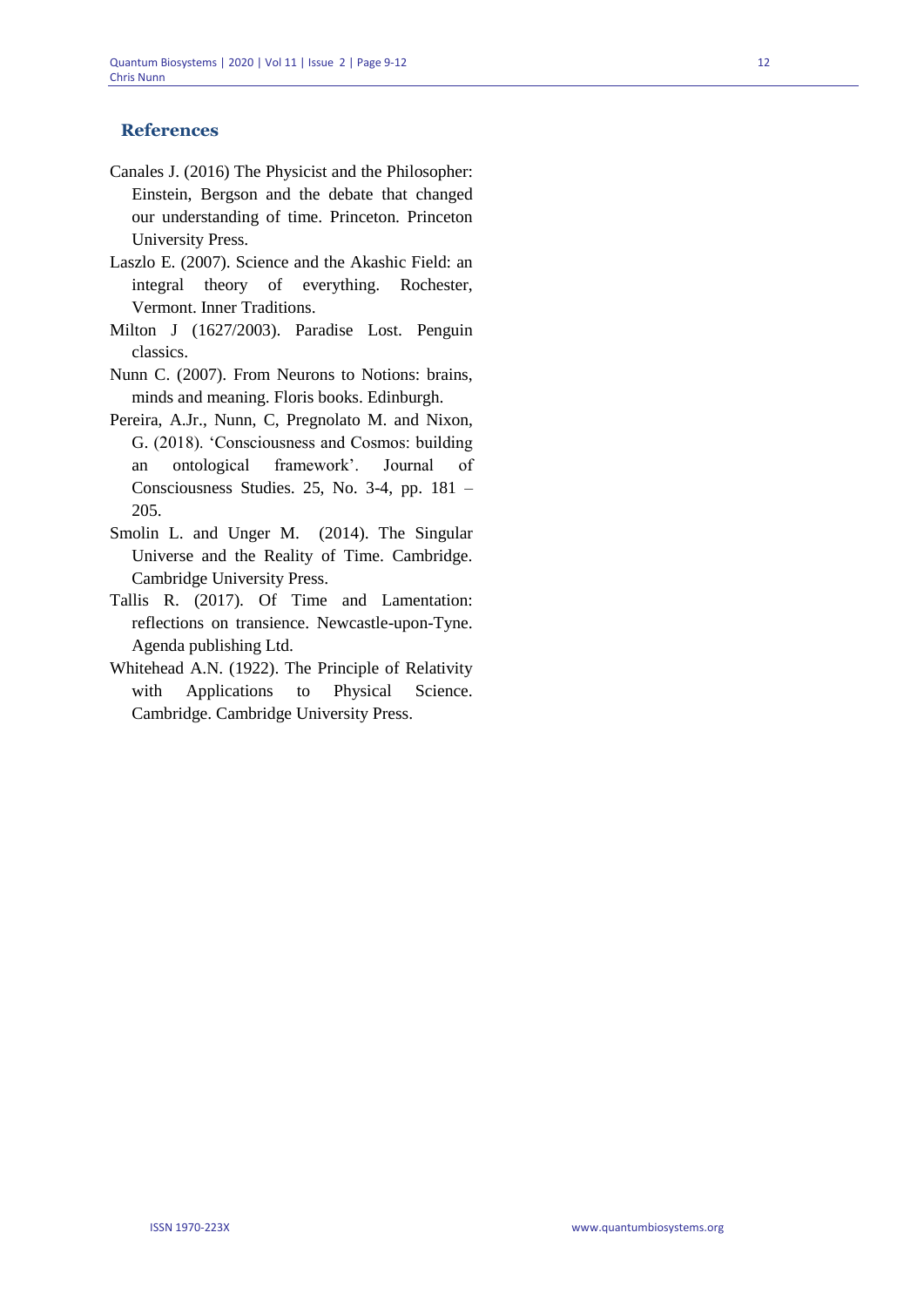## References

Canales J. (2016) The Physicist and the Philosopher: Einstein, Bergson and the debate that changed our understanding of time. Princeton. Princeton University Press.

Laszlo E. (2007). Science and the Akashic Field: an integral theory of everything. Rochester, Vermont. Inner Traditions.

Milton J (1627/2003). Paradise Lost. Penguin classics.

Nunn C. (2007). From Neurons to Notions: brains, minds and meaning. Floris books. Edinburgh.

Pereira, A.Jr., Nunn, C, Pregnolato M. and Nixon, G. (2018). 'Consciousness and Cosmos: building an ontological framework'. Journal of Consciousness Studies. 25, No. 3-4, pp. 181 – 205.

Smolin L. and Unger M. (2014). The Singular Universe and the Reality of Time. Cambridge. Cambridge University Press.

Tallis R. (2017). Of Time and Lamentation: reflections on transience. Newcastle-upon-Tyne. Agenda publishing Ltd.

Whitehead A.N. (1922). The Principle of Relativity with Applications to Physical Science. Cambridge. Cambridge University Press.